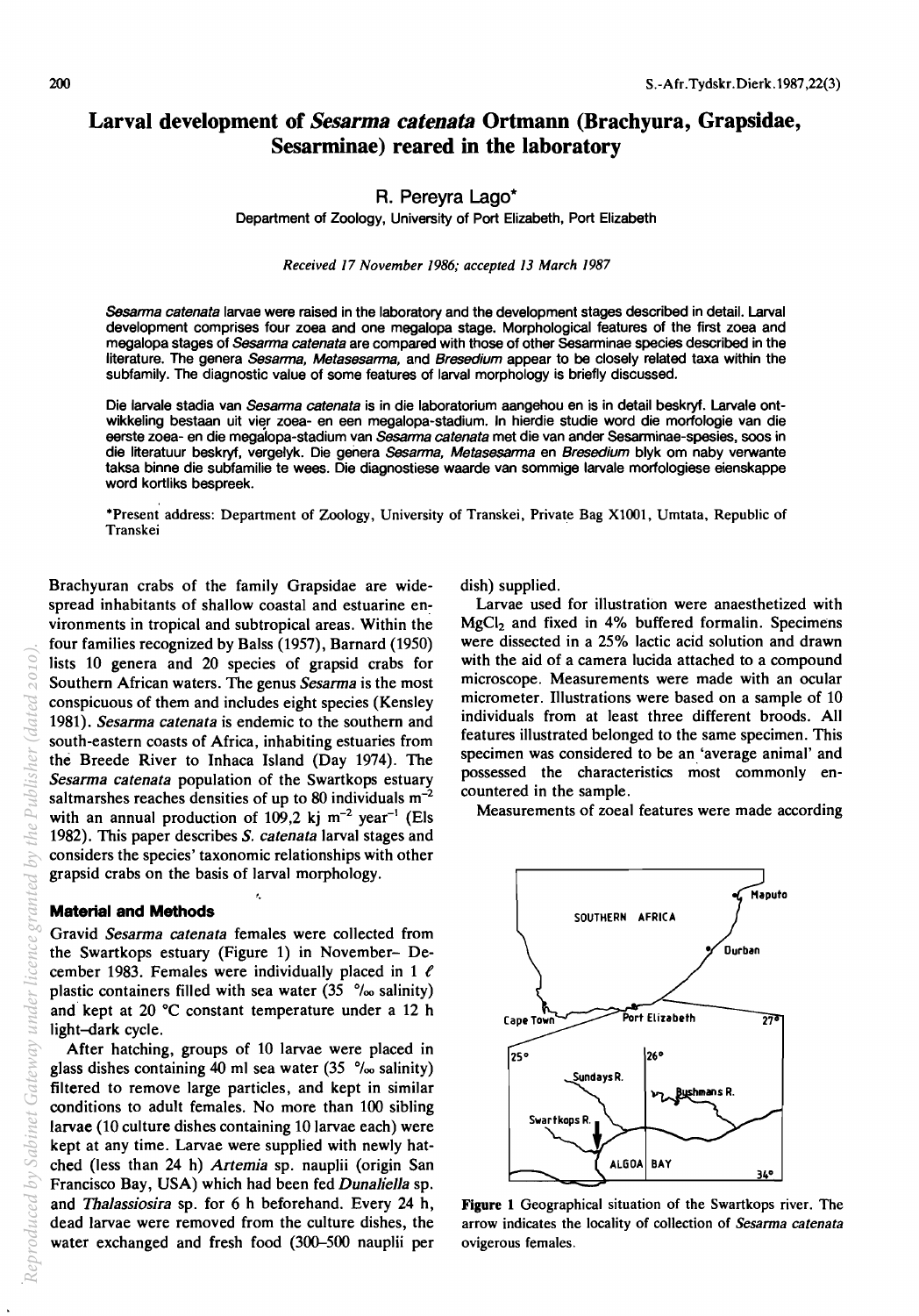# Larval development of *Sesarma catenata* Ortmann (Brachyura, Grapsidae, Sesarminae) reared in the laboratory

R. Pereyra Lago*

Department of Zoology, University of Port Elizabeth, Port Elizabeth

*Received 17 November 1986; accepted 13 March 1987*

*Sesarma catenata* larvae were raised in the laboratory and the development stages described in detail. Larval development comprises four zoea and one megalopa stage. Morphological features of the first zoea and megalopa stages of *Sesarma catenata* are compared with those of other Sesarminae species described in the literature. The genera *Sesarma*, *Metasesarma*, and *Bresedium* appear to be closely related taxa within the subfamily. The diagnostic value of some features of larval morphology is briefly discussed.

Die larvale stadia van *Sesarma catenata* is in die laboratorium aangehou en is in detail beskryf. Larvale ontwikkeling bestaan uit vier zoea- en een megalopa-stadium. In hierdie studie word die morfologie van die eerste zoea- en die megalopa-stadium van *Sesarma catenata* met die van ander Sesarminae-spesies, soos in die literatuur beskryf, vergelyk. Die genera *Sesarma*, *Metasesarma* en *Bresedium* blyk om naby verwante taksa binne die subfamilie te wees. Die diagnostiese waarde van sommige larvale morfologiese eienskappe word kortliks bespreek.

*Present address: Department of Zoology, University of Transkei, Private Bag X1001, Umtata, Republic of Transkei

Brachyuran crabs of the family Grapsidae are widespread inhabitants of shallow coastal and estuarine environments in tropical and subtropical areas. Within the four families recognized by Balss (1957), Barnard (1950) lists 10 genera and 20 species of grapsid crabs for Southern African waters. The genus *Sesarma* is the most conspicuous of them and includes eight species (Kensley 1981). *Sesarma catenata* is endemic to the southern and south-eastern coasts of Africa, inhabiting estuaries from the Breede River to Inhaca Island (Day 1974). The *Sesarma catenata* population of the Swartkops estuary saltmarshes reaches densities of up to 80 individuals $m^{-2}$ with an annual production of 109,2 kj $m^{-2}$ $year^{-1}$ (Els 1982). This paper describes *S. catenata* larval stages and considers the species' taxonomic relationships with other grapsid crabs on the basis of larval morphology.

## Material and Methods

Gravid *Sesarma catenata* females were collected from the Swartkops estuary (Figure 1) in November– December 1983. Females were individually placed in 1 ℓ plastic containers filled with sea water (35 ‰ salinity) and kept at 20 °C constant temperature under a 12 h light–dark cycle.

After hatching, groups of 10 larvae were placed in glass dishes containing 40 ml sea water (35 ‰ salinity) filtered to remove large particles, and kept in similar conditions to adult females. No more than 100 sibling larvae (10 culture dishes containing 10 larvae each) were kept at any time. Larvae were supplied with newly hatched (less than 24 h) *Artemia* sp. nauplii (origin San Francisco Bay, USA) which had been fed *Dunaliella* sp. and *Thalassiosira* sp. for 6 h beforehand. Every 24 h, dead larvae were removed from the culture dishes, the water exchanged and fresh food (300–500 nauplii per dish) supplied.

Larvae used for illustration were anaesthetized with $MgCl_2$ and fixed in 4% buffered formalin. Specimens were dissected in a 25% lactic acid solution and drawn with the aid of a camera lucida attached to a compound microscope. Measurements were made with an ocular micrometer. Illustrations were based on a sample of 10 individuals from at least three different broods. All features illustrated belonged to the same specimen. This specimen was considered to be an 'average animal' and possessed the characteristics most commonly encountered in the sample.

Measurements of zoeal features were made according

**Figure 1** Geographical situation of the Swartkops river. The arrow indicates the locality of collection of *Sesarma catenata* ovigerous females.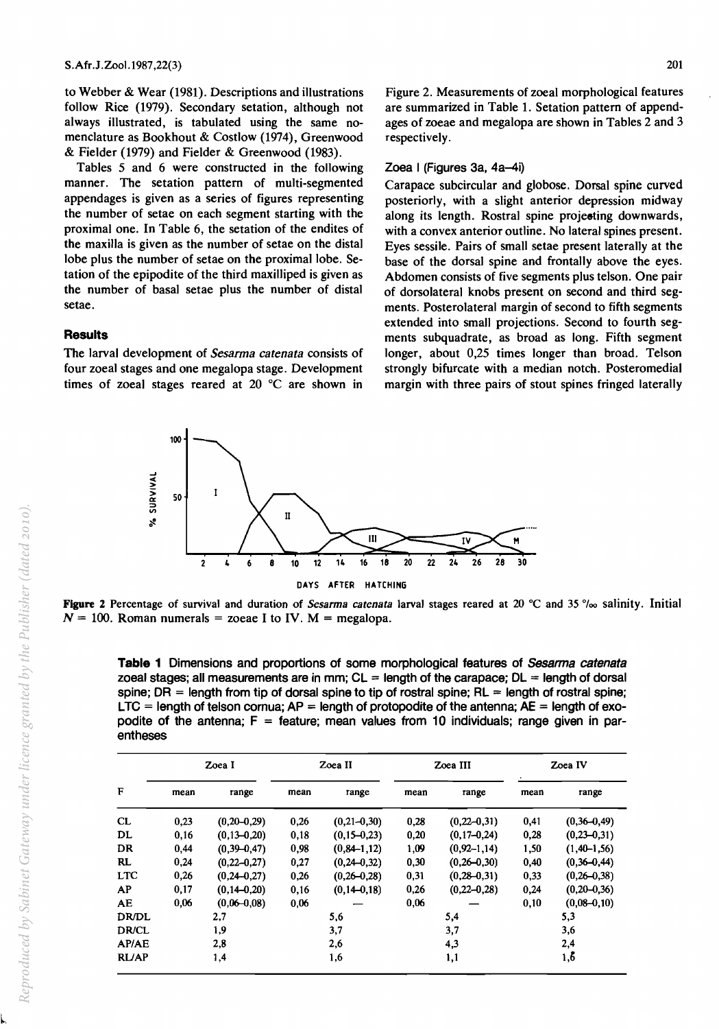to Webber & Wear (1981). Descriptions and illustrations follow Rice (1979). Secondary setation, although not always illustrated, is tabulated using the same nomenclature as Bookhout & Costlow (1974), Greenwood & Fielder (1979) and Fielder & Greenwood (1983).

Tables 5 and 6 were constructed in the following manner. The setation pattern of multi-segmented appendages is given as a series of figures representing the number of setae on each segment starting with the proximal one. In Table 6, the setation of the endites of the maxilla is given as the number of setae on the distal lobe plus the number of setae on the proximal lobe. Setation of the epipodite of the third maxilliped is given as the number of basal setae plus the number of distal setae.

## Results

The larval development of *Sesarma catenata* consists of four zoeal stages and one megalopa stage. Development times of zoeal stages reared at 20 °C are shown in Figure 2. Measurements of zoeal morphological features are summarized in Table 1. Setation pattern of appendages of zoeae and megalopa are shown in Tables 2 and 3 respectively.

### Zoea I (Figures 3a, 4a–4i)

Carapace subcircular and globose. Dorsal spine curved posteriorly, with a slight anterior depression midway along its length. Rostral spine projecting downwards, with a convex anterior outline. No lateral spines present. Eyes sessile. Pairs of small setae present laterally at the base of the dorsal spine and frontally above the eyes. Abdomen consists of five segments plus telson. One pair of dorsolateral knobs present on second and third segments. Posterolateral margin of second to fifth segments extended into small projections. Second to fourth segments subquadrate, as broad as long. Fifth segment longer, about 0,25 times longer than broad. Telson strongly bifurcate with a median notch. Posteromedial margin with three pairs of stout spines fringed laterally

**Figure 2** Percentage of survival and duration of *Sesarma catenata* larval stages reared at 20 °C and 35 ‰ salinity. Initial $N = 100$. Roman numerals = zoeae I to IV. M = megalopa.

**Table 1** Dimensions and proportions of some morphological features of *Sesarma catenata* zoeal stages; all measurements are in mm; CL = length of the carapace; DL = length of dorsal spine; DR = length from tip of dorsal spine to tip of rostral spine; RL = length of rostral spine; LTC = length of telson cornua; AP = length of protopodite of the antenna; AE = length of exopodite of the antenna; F = feature; mean values from 10 individuals; range given in parentheses

| F | Zoea I | | Zoea II | | Zoea III | | Zoea IV | |
|---|---|---|---|---|---|---|---|---|
| | mean | range | mean | range | mean | range | mean | range |
| CL | 0,23 | (0,20–0,29) | 0,26 | (0,21–0,30) | 0,28 | (0,22–0,31) | 0,41 | (0,36–0,49) |
| DL | 0,16 | (0,13–0,20) | 0,18 | (0,15–0,23) | 0,20 | (0,17–0,24) | 0,28 | (0,23–0,31) |
| DR | 0,44 | (0,39–0,47) | 0,98 | (0,84–1,12) | 1,09 | (0,92–1,14) | 1,50 | (1,40–1,56) |
| RL | 0,24 | (0,22–0,27) | 0,27 | (0,24–0,32) | 0,30 | (0,26–0,30) | 0,40 | (0,36–0,44) |
| LTC | 0,26 | (0,24–0,27) | 0,26 | (0,26–0,28) | 0,31 | (0,28–0,31) | 0,33 | (0,26–0,38) |
| AP | 0,17 | (0,14–0,20) | 0,16 | (0,14–0,18) | 0,26 | (0,22–0,28) | 0,24 | (0,20–0,36) |
| AE | 0,06 | (0,06–0,08) | 0,06 | — | 0,06 | — | 0,10 | (0,08–0,10) |
| DR/DL | 2,7 | | 5,6 | | 5,4 | | 5,3 | |
| DR/CL | 1,9 | | 3,7 | | 3,7 | | 3,6 | |
| AP/AE | 2,8 | | 2,6 | | 4,3 | | 2,4 | |
| RL/AP | 1,4 | | 1,6 | | 1,1 | | 1,6 | |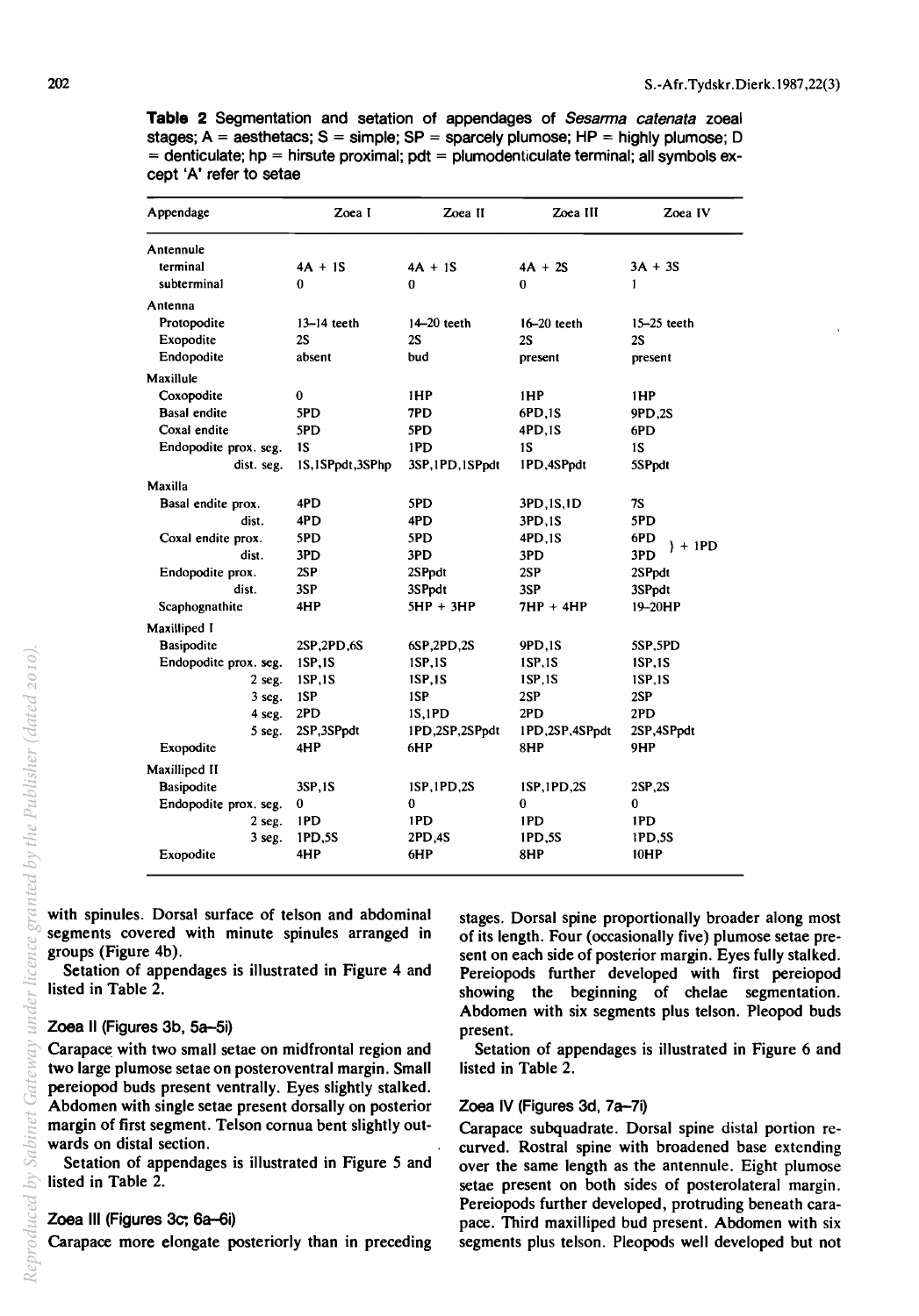**Table 2** Segmentation and setation of appendages of *Sesarma catenata* zoeal stages; A = aesthetacs; S = simple; SP = sparcely plumose; HP = highly plumose; D = denticulate; hp = hirsute proximal; pdt = plumodenticulate terminal; all symbols except 'A' refer to setae

| Appendage | Zoea I | Zoea II | Zoea III | Zoea IV |
|---|---|---|---|---|
| Antennule | | | | |
| terminal | 4A + 1S | 4A + 1S | 4A + 2S | 3A + 3S |
| subterminal | 0 | 0 | 0 | 1 |
| Antenna | | | | |
| Protopodite | 13–14 teeth | 14–20 teeth | 16–20 teeth | 15–25 teeth |
| Exopodite | 2S | 2S | 2S | 2S |
| Endopodite | absent | bud | present | present |
| Maxillule | | | | |
| Coxopodite | 0 | 1HP | 1HP | 1HP |
| Basal endite | 5PD | 7PD | 6PD,1S | 9PD,2S |
| Coxal endite | 5PD | 5PD | 4PD,1S | 6PD |
| Endopodite prox. seg. | 1S | 1PD | 1S | 1S |
| dist. seg. | 1S,1SPpdt,3SPhp | 3SP,1PD,1SPpdt | 1PD,4SPpdt | 5SPpdt |
| Maxilla | | | | |
| Basal endite prox. | 4PD | 5PD | 3PD,1S,1D | 7S |
| dist. | 4PD | 4PD | 3PD,1S | 5PD |
| Coxal endite prox. | 5PD | 5PD | 4PD,1S | 6PD } + 1PD |
| dist. | 3PD | 3PD | 3PD | 3PD |
| Endopodite prox. | 2SP | 2SPpdt | 2SP | 2SPpdt |
| dist. | 3SP | 3SPpdt | 3SP | 3SPpdt |
| Scaphognathite | 4HP | 5HP + 3HP | 7HP + 4HP | 19–20HP |
| Maxilliped I | | | | |
| Basipodite | 2SP,2PD,6S | 6SP,2PD,2S | 9PD,1S | 5SP,5PD |
| Endopodite prox. seg. | 1SP,1S | 1SP,1S | 1SP,1S | 1SP,1S |
| 2 seg. | 1SP,1S | 1SP,1S | 1SP,1S | 1SP,1S |
| 3 seg. | 1SP | 1SP | 2SP | 2SP |
| 4 seg. | 2PD | 1S,1PD | 2PD | 2PD |
| 5 seg. | 2SP,3SPpdt | 1PD,2SP,2SPpdt | 1PD,2SP,4SPpdt | 2SP,4SPpdt |
| Exopodite | 4HP | 6HP | 8HP | 9HP |
| Maxilliped II | | | | |
| Basipodite | 3SP,1S | 1SP,1PD,2S | 1SP,1PD,2S | 2SP,2S |
| Endopodite prox. seg. | 0 | 0 | 0 | 0 |
| 2 seg. | 1PD | 1PD | 1PD | 1PD |
| 3 seg. | 1PD,5S | 2PD,4S | 1PD,5S | 1PD,5S |
| Exopodite | 4HP | 6HP | 8HP | 10HP |

with spinules. Dorsal surface of telson and abdominal segments covered with minute spinules arranged in groups (Figure 4b).

Setation of appendages is illustrated in Figure 4 and listed in Table 2.

### Zoea II (Figures 3b, 5a–5i)

Carapace with two small setae on midfrontal region and two large plumose setae on posteroventral margin. Small pereiopod buds present ventrally. Eyes slightly stalked. Abdomen with single setae present dorsally on posterior margin of first segment. Telson cornua bent slightly outwards on distal section.

Setation of appendages is illustrated in Figure 5 and listed in Table 2.

### Zoea III (Figures 3c; 6a–6i)

Carapace more elongate posteriorly than in preceding stages. Dorsal spine proportionally broader along most of its length. Four (occasionally five) plumose setae present on each side of posterior margin. Eyes fully stalked. Pereiopods further developed with first pereiopod showing the beginning of chelae segmentation. Abdomen with six segments plus telson. Pleopod buds present.

Setation of appendages is illustrated in Figure 6 and listed in Table 2.

### Zoea IV (Figures 3d, 7a–7i)

Carapace subquadrate. Dorsal spine distal portion recurved. Rostral spine with broadened base extending over the same length as the antennule. Eight plumose setae present on both sides of posterolateral margin. Pereiopods further developed, protruding beneath carapace. Third maxilliped bud present. Abdomen with six segments plus telson. Pleopods well developed but not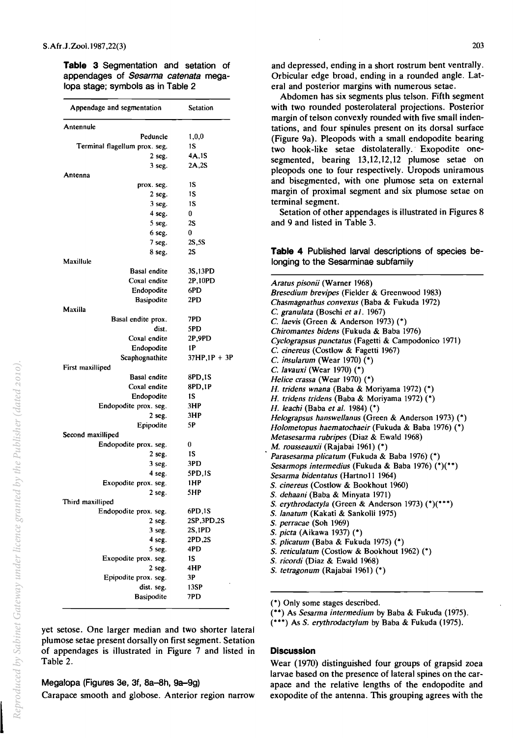**Table 3** Segmentation and setation of appendages of *Sesarma catenata* megalopa stage; symbols as in Table 2

| Appendage and segmentation | Setation |
|---|---|
| Antennule | |
| Peduncle | 1,0,0 |
| Terminal flagellum prox. seg. | 1S |
| 2 seg. | 4A,1S |
| 3 seg. | 2A,2S |
| Antenna | |
| prox. seg. | 1S |
| 2 seg. | 1S |
| 3 seg. | 1S |
| 4 seg. | 0 |
| 5 seg. | 2S |
| 6 seg. | 0 |
| 7 seg. | 2S,5S |
| 8 seg. | 2S |
| Maxillule | |
| Basal endite | 3S,13PD |
| Coxal endite | 2P,10PD |
| Endopodite | 6PD |
| Basipodite | 2PD |
| Maxilla | |
| Basal endite prox. | 7PD |
| dist. | 5PD |
| Coxal endite | 2P,9PD |
| Endopodite | 1P |
| Scaphognathite | 37HP,1P + 3P |
| First maxilliped | |
| Basal endite | 8PD,1S |
| Coxal endite | 8PD,1P |
| Endopodite | 1S |
| Endopodite prox. seg. | 3HP |
| 2 seg. | 3HP |
| Epipodite | 5P |
| Second maxilliped | |
| Endopodite prox. seg. | 0 |
| 2 seg. | 1S |
| 3 seg. | 3PD |
| 4 seg. | 5PD,1S |
| Exopodite prox. seg. | 1HP |
| 2 seg. | 5HP |
| Third maxilliped | |
| Endopodite prox. seg. | 6PD,1S |
| 2 seg. | 2SP,3PD,2S |
| 3 seg. | 2S,1PD |
| 4 seg. | 2PD,2S |
| 5 seg. | 4PD |
| Exopodite prox. seg. | 1S |
| 2 seg. | 4HP |
| Epipodite prox. seg. | 3P |
| dist. seg. | 13SP |
| Basipodite | 7PD |

yet setose. One larger median and two shorter lateral plumose setae present dorsally on first segment. Setation of appendages is illustrated in Figure 7 and listed in Table 2.

### Megalopa (Figures 3e, 3f, 8a–8h, 9a–9g)

Carapace smooth and globose. Anterior region narrow and depressed, ending in a short rostrum bent ventrally. Orbicular edge broad, ending in a rounded angle. Lateral and posterior margins with numerous setae.

Abdomen has six segments plus telson. Fifth segment with two rounded posterolateral projections. Posterior margin of telson convexly rounded with five small indentations, and four spinules present on its dorsal surface (Figure 9a). Pleopods with a small endopodite bearing two hook-like setae distolaterally. Exopodite one-segmented, bearing 13,12,12,12 plumose setae on pleopods one to four respectively. Uropods uniramous and bisegmented, with one plumose seta on external margin of proximal segment and six plumose setae on terminal segment.

Setation of other appendages is illustrated in Figures 8 and 9 and listed in Table 3.

**Table 4** Published larval descriptions of species belonging to the Sesarminae subfamily

| |
|---|
| *Aratus pisonii* (Warner 1968) |
| *Bresedium brevipes* (Fielder & Greenwood 1983) |
| *Chasmagnathus convexus* (Baba & Fukuda 1972) |
| *C. granulata* (Boschi *et al*. 1967) |
| *C. laevis* (Green & Anderson 1973) (*) |
| *Chiromantes bidens* (Fukuda & Baba 1976) |
| *Cyclograpsus punctatus* (Fagetti & Campodonico 1971) |
| *C. cinereus* (Costlow & Fagetti 1967) |
| *C. insularum* (Wear 1970) (*) |
| *C. lavauxi* (Wear 1970) (*) |
| *Helice crassa* (Wear 1970) (*) |
| *H. tridens wnana* (Baba & Moriyama 1972) (*) |
| *H. tridens tridens* (Baba & Moriyama 1972) (*) |
| *H. leachi* (Baba *et al.* 1984) (*) |
| *Helograpsus hanswellanus* (Green & Anderson 1973) (*) |
| *Holometopus haematochaeir* (Fukuda & Baba 1976) (*) |
| *Metasesarma rubripes* (Diaz & Ewald 1968) |
| *M. rousseauxii* (Rajabai 1961) (*) |
| *Parasesarma plicatum* (Fukuda & Baba 1976) (*) |
| *Sesarmops intermedius* (Fukuda & Baba 1976) (*)(**) |
| *Sesarma bidentatus* (Hartnoll 1964) |
| *S. cinereus* (Costlow & Bookhout 1960) |
| *S. dehaani* (Baba & Minyata 1971) |
| *S. erythrodactyla* (Green & Anderson 1973) (*)(***) |
| *S. lanatum* (Kakati & Sankolli 1975) |
| *S. perracae* (Soh 1969) |
| *S. picta* (Aikawa 1937) (*) |
| *S. plicatum* (Baba & Fukuda 1975) (*) |
| *S. reticulatum* (Costlow & Bookhout 1962) (*) |
| *S. ricordi* (Diaz & Ewald 1968) |
| *S. tetragonum* (Rajabai 1961) (*) |

(*) Only some stages described.
(**) As *Sesarma intermedium* by Baba & Fukuda (1975).
(***) As *S. erythrodactylum* by Baba & Fukuda (1975).

## Discussion

Wear (1970) distinguished four groups of grapsid zoea larvae based on the presence of lateral spines on the carapace and the relative lengths of the endopodite and exopodite of the antenna. This grouping agrees with the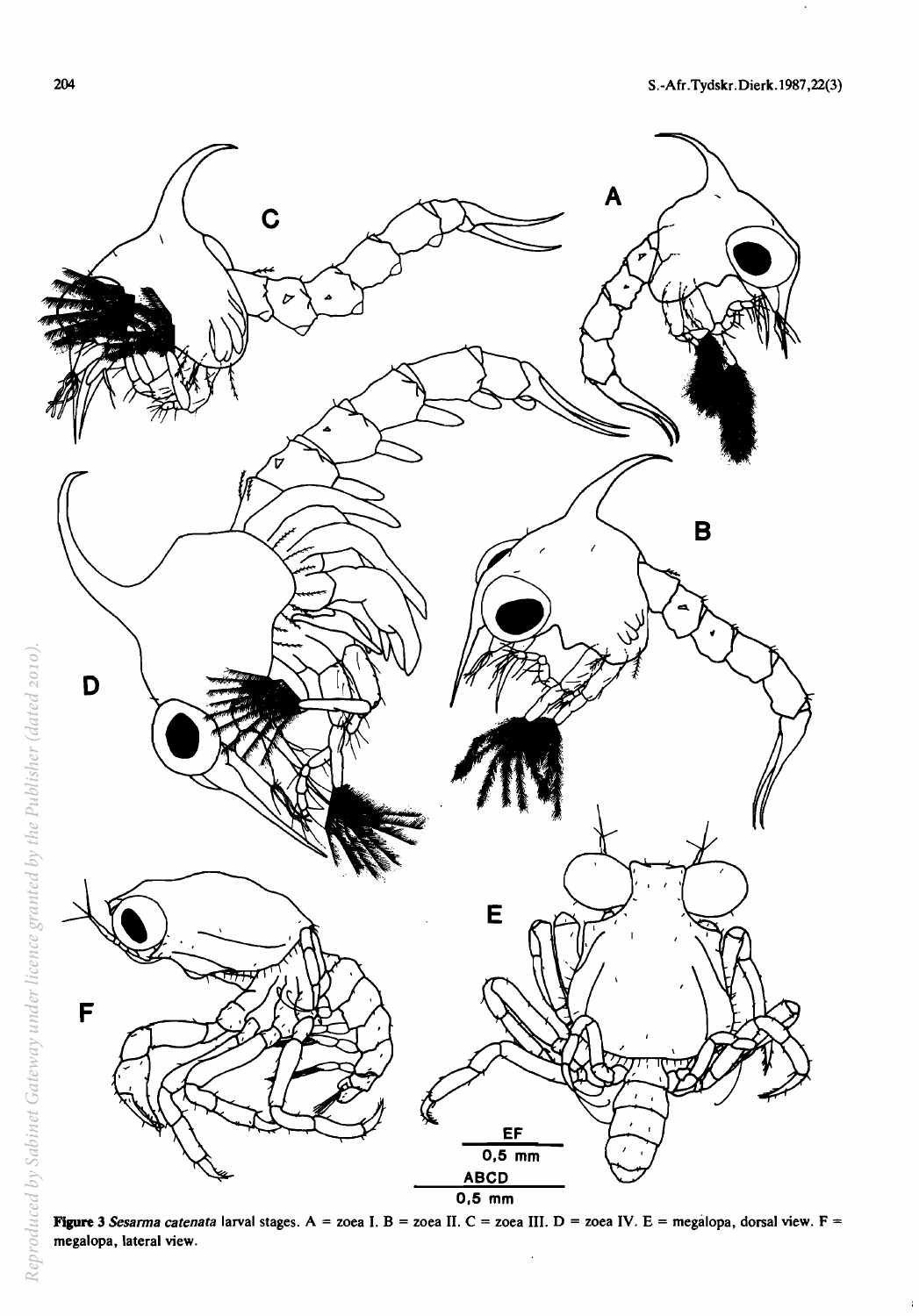**Figure 3** *Sesarma catenata* larval stages. A = zoea I. B = zoea II. C = zoea III. D = zoea IV. E = megalopa, dorsal view. F = megalopa, lateral view.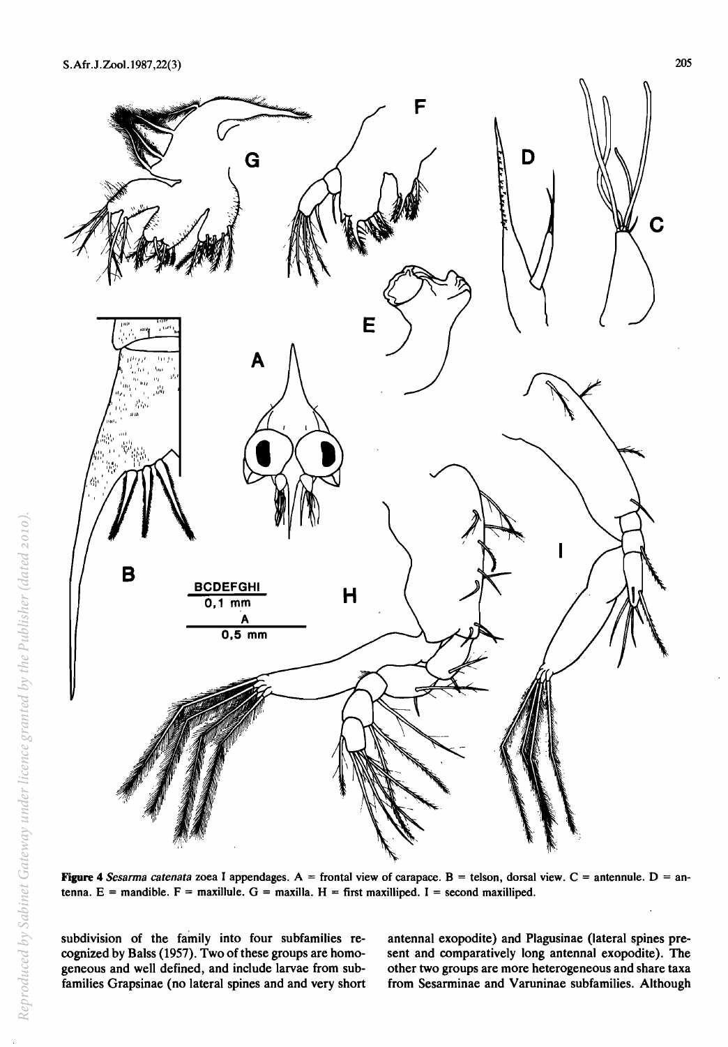**Figure 4** *Sesarma catenata* zoea I appendages. A = frontal view of carapace. B = telson, dorsal view. C = antennule. D = antenna. E = mandible. F = maxillule. G = maxilla. H = first maxilliped. I = second maxilliped.

subdivision of the family into four subfamilies recognized by Balss (1957). Two of these groups are homogeneous and well defined, and include larvae from subfamilies Grapsinae (no lateral spines and and very short antennal exopodite) and Plagusinae (lateral spines present and comparatively long antennal exopodite). The other two groups are more heterogeneous and share taxa from Sesarminae and Varuninae subfamilies. Although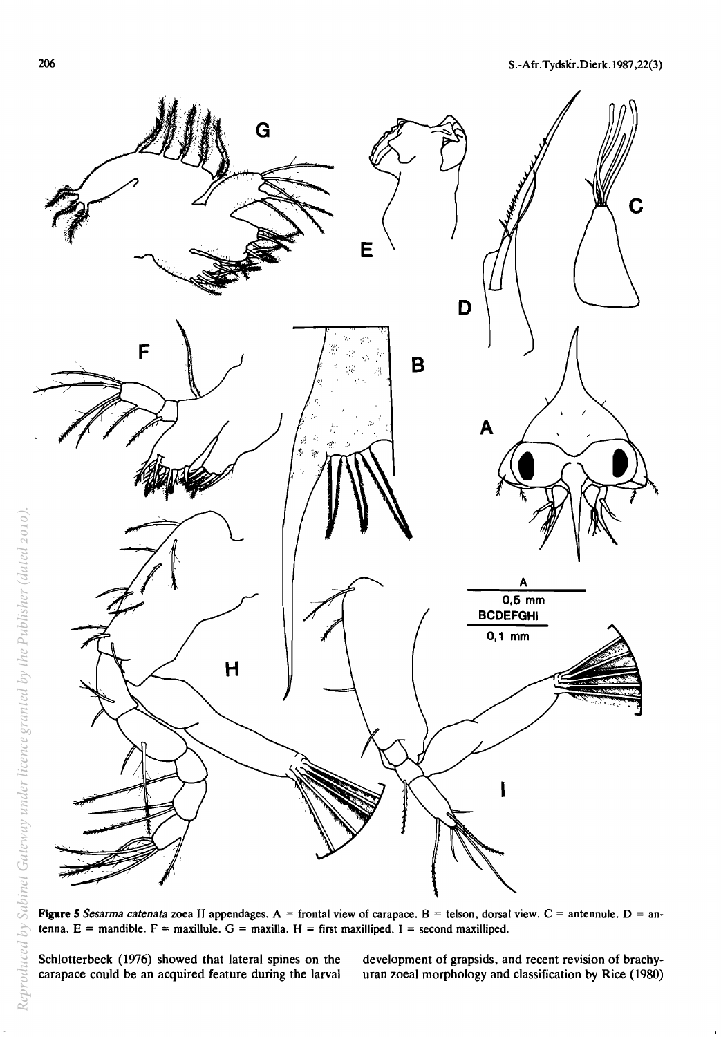**Figure 5** *Sesarma catenata* zoea II appendages. A = frontal view of carapace. B = telson, dorsal view. C = antennule. D = antenna. E = mandible. F = maxillule. G = maxilla. H = first maxilliped. I = second maxilliped.

Schlotterbeck (1976) showed that lateral spines on the carapace could be an acquired feature during the larval development of grapsids, and recent revision of brachyuran zoeal morphology and classification by Rice (1980)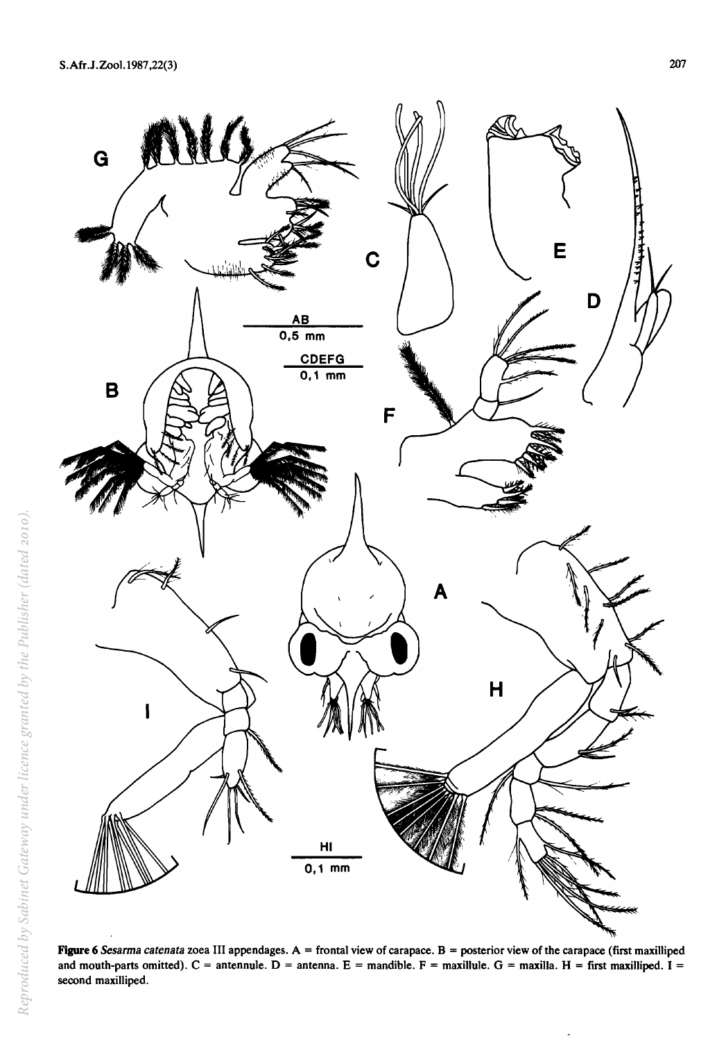**Figure 6** *Sesarma catenata* zoea III appendages. A = frontal view of carapace. B = posterior view of the carapace (first maxilliped and mouth-parts omitted). C = antennule. D = antenna. E = mandible. F = maxillule. G = maxilla. H = first maxilliped. I = second maxilliped.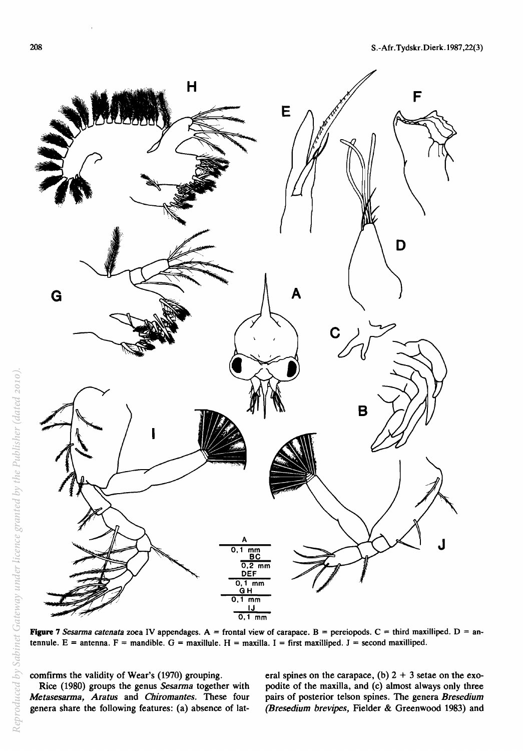**Figure 7** *Sesarma catenata* zoea IV appendages. A = frontal view of carapace. B = pereiopods. C = third maxilliped. D = antennule. E = antenna. F = mandible. G = maxillule. H = maxilla. I = first maxilliped. J = second maxilliped.

comfirms the validity of Wear's (1970) grouping.

Rice (1980) groups the genus *Sesarma* together with *Metasesarma*, *Aratus* and *Chiromantes*. These four genera share the following features: (a) absence of lateral spines on the carapace, (b) 2 + 3 setae on the exopodite of the maxilla, and (c) almost always only three pairs of posterior telson spines. The genera *Bresedium* (*Bresedium brevipes*, Fielder & Greenwood 1983) and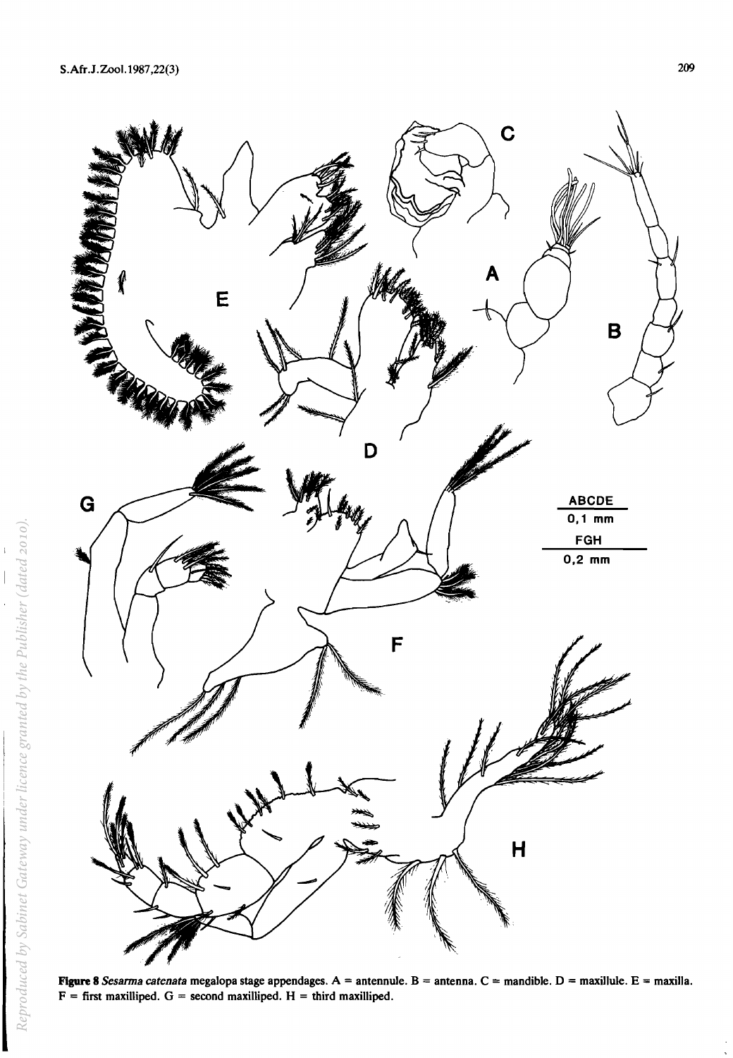**Figure 8** *Sesarma catenata* megalopa stage appendages. A = antennule. B = antenna. C = mandible. D = maxillule. E = maxilla. F = first maxilliped. G = second maxilliped. H = third maxilliped.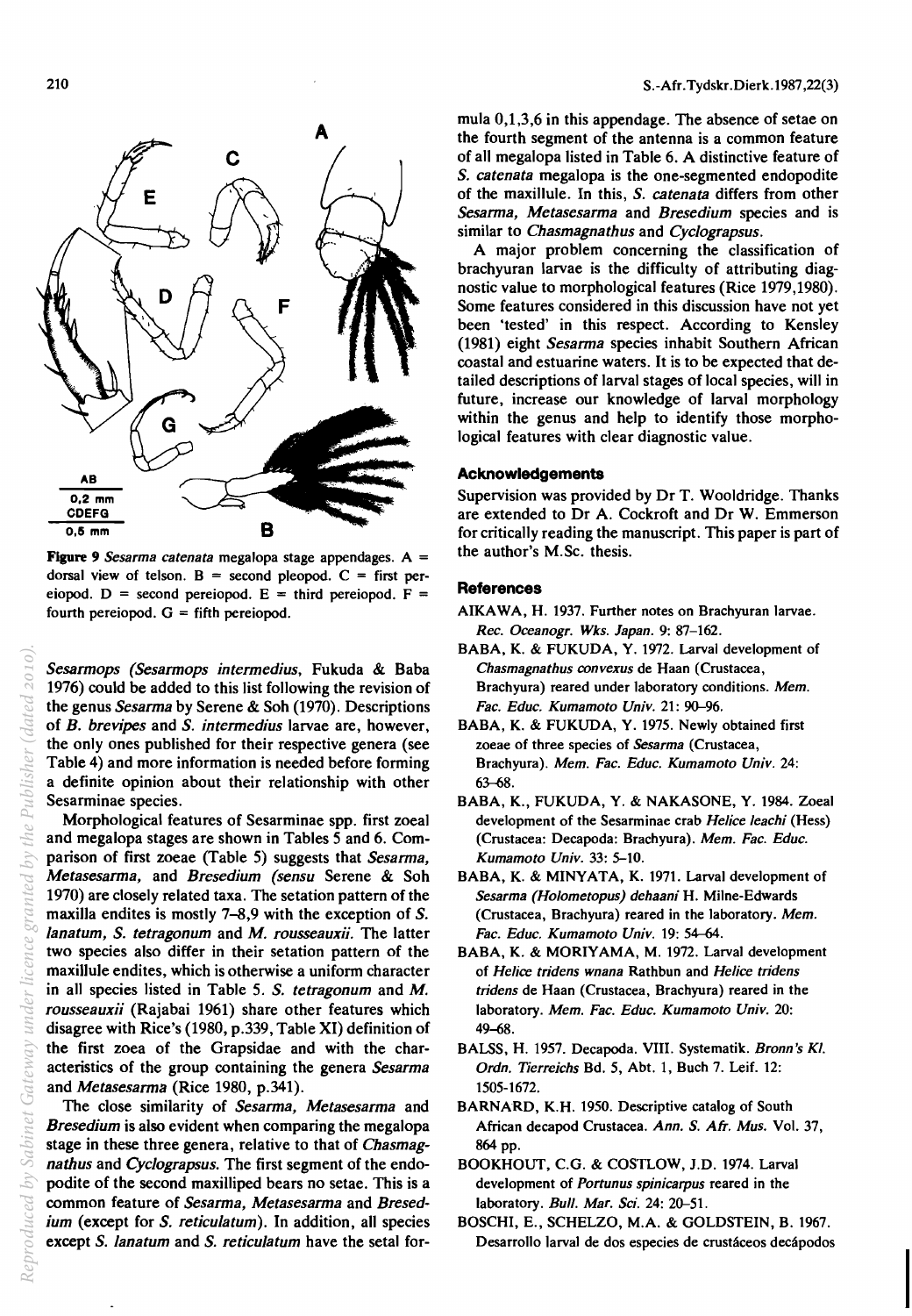Figure 9 *Sesarma catenata* megalopa stage appendages. A = dorsal view of telson. B = second pleopod. C = first pereiopod. D = second pereiopod. E = third pereiopod. F = fourth pereiopod. G = fifth pereiopod.

*Sesarmops* (*Sesarmops intermedius*, Fukuda & Baba 1976) could be added to this list following the revision of the genus *Sesarma* by Serene & Soh (1970). Descriptions of *B. brevipes* and *S. intermedius* larvae are, however, the only ones published for their respective genera (see Table 4) and more information is needed before forming a definite opinion about their relationship with other Sesarminae species.

Morphological features of Sesarminae spp. first zoeal and megalopa stages are shown in Tables 5 and 6. Comparison of first zoeae (Table 5) suggests that *Sesarma*, *Metasesarma*, and *Bresedium* (*sensu* Serene & Soh 1970) are closely related taxa. The setation pattern of the maxilla endites is mostly 7–8,9 with the exception of *S. lanatum*, *S. tetragonum* and *M. rousseauxii*. The latter two species also differ in their setation pattern of the maxillule endites, which is otherwise a uniform character in all species listed in Table 5. *S. tetragonum* and *M. rousseauxii* (Rajabai 1961) share other features which disagree with Rice's (1980, p.339, Table XI) definition of the first zoea of the Grapsidae and with the characteristics of the group containing the genera *Sesarma* and *Metasesarma* (Rice 1980, p.341).

The close similarity of *Sesarma*, *Metasesarma* and *Bresedium* is also evident when comparing the megalopa stage in these three genera, relative to that of *Chasmagnathus* and *Cyclograpsus*. The first segment of the endopodite of the second maxilliped bears no setae. This is a common feature of *Sesarma*, *Metasesarma* and *Bresedium* (except for *S. reticulatum*). In addition, all species except *S. lanatum* and *S. reticulatum* have the setal formula 0,1,3,6 in this appendage. The absence of setae on the fourth segment of the antenna is a common feature of all megalopa listed in Table 6. A distinctive feature of *S. catenata* megalopa is the one-segmented endopodite of the maxillule. In this, *S. catenata* differs from other *Sesarma*, *Metasesarma* and *Bresedium* species and is similar to *Chasmagnathus* and *Cyclograpsus*.

A major problem concerning the classification of brachyuran larvae is the difficulty of attributing diagnostic value to morphological features (Rice 1979,1980). Some features considered in this discussion have not yet been 'tested' in this respect. According to Kensley (1981) eight *Sesarma* species inhabit Southern African coastal and estuarine waters. It is to be expected that detailed descriptions of larval stages of local species, will in future, increase our knowledge of larval morphology within the genus and help to identify those morphological features with clear diagnostic value.

## Acknowledgements

Supervision was provided by Dr T. Wooldridge. Thanks are extended to Dr A. Cockroft and Dr W. Emmerson for critically reading the manuscript. This paper is part of the author's M.Sc. thesis.

## References

AIKAWA, H. 1937. Further notes on Brachyuran larvae. *Rec. Oceanogr. Wks. Japan.* 9: 87–162.

BABA, K. & FUKUDA, Y. 1972. Larval development of *Chasmagnathus convexus* de Haan (Crustacea, Brachyura) reared under laboratory conditions. *Mem. Fac. Educ. Kumamoto Univ.* 21: 90–96.

BABA, K. & FUKUDA, Y. 1975. Newly obtained first zoeae of three species of *Sesarma* (Crustacea, Brachyura). *Mem. Fac. Educ. Kumamoto Univ.* 24: 63–68.

BABA, K., FUKUDA, Y. & NAKASONE, Y. 1984. Zoeal development of the Sesarminae crab *Helice leachi* (Hess) (Crustacea: Decapoda: Brachyura). *Mem. Fac. Educ. Kumamoto Univ.* 33: 5–10.

BABA, K. & MINYATA, K. 1971. Larval development of *Sesarma (Holometopus) dehaani* H. Milne-Edwards (Crustacea, Brachyura) reared in the laboratory. *Mem. Fac. Educ. Kumamoto Univ.* 19: 54–64.

BABA, K. & MORIYAMA, M. 1972. Larval development of *Helice tridens wnana* Rathbun and *Helice tridens tridens* de Haan (Crustacea, Brachyura) reared in the laboratory. *Mem. Fac. Educ. Kumamoto Univ.* 20: 49–68.

BALSS, H. 1957. Decapoda. VIII. Systematik. *Bronn's Kl. Ordn. Tierreichs* Bd. 5, Abt. 1, Buch 7. Leif. 12: 1505-1672.

BARNARD, K.H. 1950. Descriptive catalog of South African decapod Crustacea. *Ann. S. Afr. Mus.* Vol. 37, 864 pp.

BOOKHOUT, C.G. & COSTLOW, J.D. 1974. Larval development of *Portunus spinicarpus* reared in the laboratory. *Bull. Mar. Sci.* 24: 20–51.

BOSCHI, E., SCHELZO, M.A. & GOLDSTEIN, B. 1967. Desarrollo larval de dos especies de crustáceos decápodos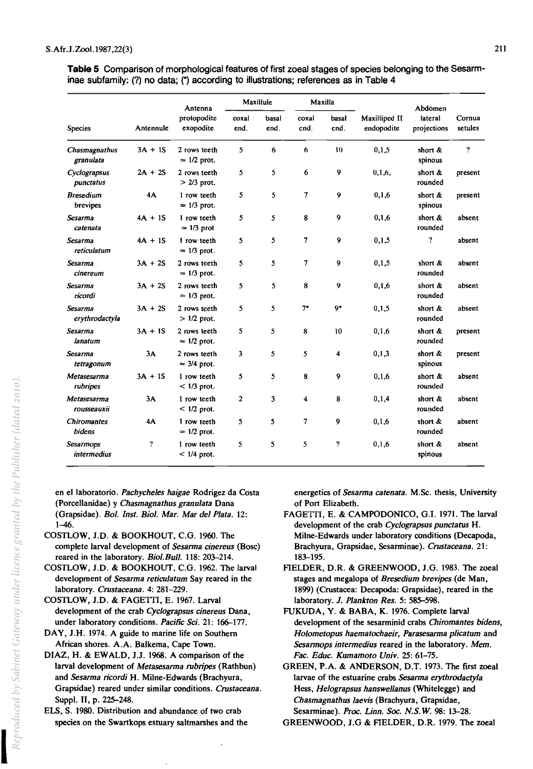**Table 5** Comparison of morphological features of first zoeal stages of species belonging to the Sesarminae subfamily: (?) no data; (\*) according to illustrations; references as in Table 4

| Species | Antennule | Antenna protopodite exopodite | Maxillule coxal end. | Maxillule basal end. | Maxilla coxal end. | Maxilla basal end. | Maxilliped II endopodite | Abdomen lateral projections | Cornua setules |
|---|---|---|---|---|---|---|---|---|---|
| *Chasmagnathus granulata* | 3A + 1S | 2 rows teeth ≃ 1/2 prot. | 5 | 6 | 6 | 10 | 0,1,5 | short & spinous | ? |
| *Cyclograpsus punctatus* | 2A + 2S | 2 rows teeth > 2/3 prot. | 5 | 5 | 6 | 9 | 0,1,6, | short & rounded | present |
| *Bresedium brevipes* | 4A | 1 row teeth ≃ 1/3 prot. | 5 | 5 | 7 | 9 | 0,1,6 | short & spinous | present |
| *Sesarma catenata* | 4A + 1S | 1 row teeth ≃ 1/3 prot | 5 | 5 | 8 | 9 | 0,1,6 | short & rounded | absent |
| *Sesarma reticulatum* | 4A + 1S | 1 row teeth ≃ 1/3 prot. | 5 | 5 | 7 | 9 | 0,1,5 | ? | absent |
| *Sesarma cinereum* | 3A + 2S | 2 rows teeth ≃ 1/3 prot. | 5 | 5 | 7 | 9 | 0,1,5 | short & rounded | absent |
| *Sesarma ricordi* | 3A + 2S | 2 rows teeth ≃ 1/3 prot. | 5 | 5 | 8 | 9 | 0,1,6 | short & rounded | absent |
| *Sesarma erythrodactyla* | 3A + 2S | 2 rows teeth > 1/2 prot. | 5 | 5 | 7\* | 9\* | 0,1,5 | short & rounded | absent |
| *Sesarma lanatum* | 3A + 1S | 2 rows teeth ≃ 1/2 prot. | 5 | 5 | 8 | 10 | 0,1,6 | short & rounded | present |
| *Sesarma tetragonum* | 3A | 2 rows teeth ≃ 3/4 prot. | 3 | 5 | 5 | 4 | 0,1,3 | short & spinous | present |
| *Metasesarma rubripes* | 3A + 1S | 1 row teeth < 1/3 prot. | 5 | 5 | 8 | 9 | 0,1,6 | short & rounded | absent |
| *Metasesarma rousseauxii* | 3A | 1 row teeth < 1/2 prot. | 2 | 3 | 4 | 8 | 0,1,4 | short & rounded | absent |
| *Chiromantes bidens* | 4A | 1 row teeth ≃ 1/2 prot. | 5 | 5 | 7 | 9 | 0,1,6 | short & rounded | absent |
| *Sesarmops intermedius* | ? | 1 row teeth < 1/4 prot. | 5 | 5 | 5 | ? | 0,1,6 | short & spinous | absent |

en el laboratorio. *Pachycheles haigae* Rodrigez da Costa (Porcellanidae) y *Chasmagnathus granulata* Dana (Grapsidae). *Bol. Inst. Biol. Mar. Mar del Plata.* 12: 1–46.

COSTLOW, J.D. & BOOKHOUT, C.G. 1960. The complete larval development of *Sesarma cinereus* (Bosc) reared in the laboratory. *Biol.Bull.* 118: 203–214.

COSTLOW, J.D. & BOOKHOUT, C.G. 1962. The larval development of *Sesarma reticulatum* Say reared in the laboratory. *Crustaceana.* 4: 281–229.

COSTLOW, J.D. & FAGETTI, E. 1967. Larval development of the crab *Cyclograpsus cinereus* Dana, under laboratory conditions. *Pacific Sci.* 21: 166–177.

DAY, J.H. 1974. A guide to marine life on Southern African shores. A.A. Balkema, Cape Town.

DIAZ, H. & EWALD, J.J. 1968. A comparison of the larval development of *Metasesarma rubripes* (Rathbun) and *Sesarma ricordi* H. Milne-Edwards (Brachyura, Grapsidae) reared under similar conditions. *Crustaceana.* Suppl. II, p. 225–248.

ELS, S. 1980. Distribution and abundance of two crab species on the Swartkops estuary saltmarshes and the energetics of *Sesarma catenata*. M.Sc. thesis, University of Port Elizabeth.

FAGETTI, E. & CAMPODONICO, G.I. 1971. The larval development of the crab *Cyclograpsus punctatus* H. Milne-Edwards under laboratory conditions (Decapoda, Brachyura, Grapsidae, Sesarminae). *Crustaceana.* 21: 183–195.

FIELDER, D.R. & GREENWOOD, J.G. 1983. The zoeal stages and megalopa of *Bresedium brevipes* (de Man, 1899) (Crustacea: Decapoda: Grapsidae), reared in the laboratory. *J. Plankton Res.* 5: 585–598.

FUKUDA, Y. & BABA, K. 1976. Complete larval development of the sesarminid crabs *Chiromantes bidens*, *Holometopus haematochaeir*, *Parasesarma plicatum* and *Sesarmops intermedius* reared in the laboratory. *Mem. Fac. Educ. Kumamoto Univ.* 25: 61–75.

GREEN, P.A. & ANDERSON, D.T. 1973. The first zoeal larvae of the estuarine crabs *Sesarma erythrodactyla* Hess, *Helograpsus hanswellanus* (Whitelegge) and *Chasmagnathus laevis* (Brachyura, Grapsidae, Sesarminae). *Proc. Linn. Soc. N.S.W.* 98: 13–28.

GREENWOOD, J.G & FIELDER, D.R. 1979. The zoeal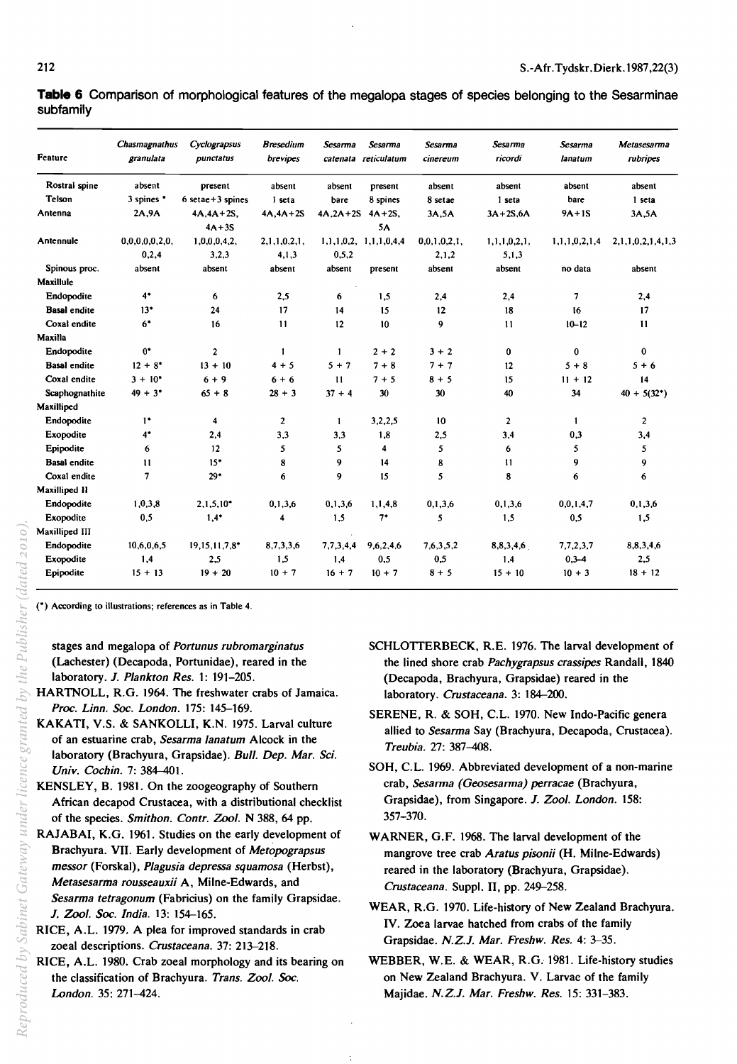**Table 6** Comparison of morphological features of the megalopa stages of species belonging to the Sesarminae subfamily

| Feature | *Chasmagnathus granulata* | *Cyclograpsus punctatus* | *Bresedium brevipes* | *Sesarma catenata* | *Sesarma reticulatum* | *Sesarma cinereum* | *Sesarma ricordi* | *Sesarma lanatum* | *Metasesarma rubripes* |
|---|---|---|---|---|---|---|---|---|---|
| Rostral spine | absent | present | absent | absent | present | absent | absent | absent | absent |
| Telson | 3 spines * | 6 setae+3 spines | 1 seta | bare | 8 spines | 8 setae | 1 seta | bare | 1 seta |
| Antenna | 2A,9A | 4A,4A+2S, 4A+3S | 4A,4A+2S | 4A,2A+2S | 4A+2S, 5A | 3A,5A | 3A+2S,6A | 9A+1S | 3A,5A |
| Antennule | 0,0,0,0,0,2,0, 0,2,4 | 1,0,0,0,4,2, 3,2,3 | 2,1,1,0,2,1, 4,1,3 | 1,1,1,0,2, 0,5,2 | 1,1,1,0,4,4 | 0,0,1,0,2,1, 2,1,2 | 1,1,1,0,2,1, 5,1,3 | 1,1,1,0,2,1,4 | 2,1,1,0,2,1,4,1,3 |
| Spinous proc. | absent | absent | absent | absent | present | absent | absent | no data | absent |
| Maxillule | | | | | | | | | |
| Endopodite | 4* | 6 | 2,5 | 6 | 1,5 | 2,4 | 2,4 | 7 | 2,4 |
| Basal endite | 13* | 24 | 17 | 14 | 15 | 12 | 18 | 16 | 17 |
| Coxal endite | 6* | 16 | 11 | 12 | 10 | 9 | 11 | 10–12 | 11 |
| Maxilla | | | | | | | | | |
| Endopodite | 0* | 2 | 1 | 1 | 2 + 2 | 3 + 2 | 0 | 0 | 0 |
| Basal endite | 12 + 8* | 13 + 10 | 4 + 5 | 5 + 7 | 7 + 8 | 7 + 7 | 12 | 5 + 8 | 5 + 6 |
| Coxal endite | 3 + 10* | 6 + 9 | 6 + 6 | 11 | 7 + 5 | 8 + 5 | 15 | 11 + 12 | 14 |
| Scaphognathite | 49 + 3* | 65 + 8 | 28 + 3 | 37 + 4 | 30 | 30 | 40 | 34 | 40 + 5(32*) |
| Maxilliped | | | | | | | | | |
| Endopodite | 1* | 4 | 2 | 1 | 3,2,2,5 | 10 | 2 | 1 | 2 |
| Exopodite | 4* | 2,4 | 3,3 | 3,3 | 1,8 | 2,5 | 3,4 | 0,3 | 3,4 |
| Epipodite | 6 | 12 | 5 | 5 | 4 | 5 | 6 | 5 | 5 |
| Basal endite | 11 | 15* | 8 | 9 | 14 | 8 | 11 | 9 | 9 |
| Coxal endite | 7 | 29* | 6 | 9 | 15 | 5 | 8 | 6 | 6 |
| Maxilliped II | | | | | | | | | |
| Endopodite | 1,0,3,8 | 2,1,5,10* | 0,1,3,6 | 0,1,3,6 | 1,1,4,8 | 0,1,3,6 | 0,1,3,6 | 0,0,1,4,7 | 0,1,3,6 |
| Exopodite | 0,5 | 1,4* | 4 | 1,5 | 7* | 5 | 1,5 | 0,5 | 1,5 |
| Maxilliped III | | | | | | | | | |
| Endopodite | 10,6,0,6,5 | 19,15,11,7,8* | 8,7,3,3,6 | 7,7,3,4,4 | 9,6,2,4,6 | 7,6,3,5,2 | 8,8,3,4,6 | 7,7,2,3,7 | 8,8,3,4,6 |
| Exopodite | 1,4 | 2,5 | 1,5 | 1,4 | 0,5 | 0,5 | 1,4 | 0,3–4 | 2,5 |
| Epipodite | 15 + 13 | 19 + 20 | 10 + 7 | 16 + 7 | 10 + 7 | 8 + 5 | 15 + 10 | 10 + 3 | 18 + 12 |

(*) According to illustrations; references as in Table 4.

stages and megalopa of *Portunus rubromarginatus* (Lachester) (Decapoda, Portunidae), reared in the laboratory. *J. Plankton Res.* 1: 191–205.

HARTNOLL, R.G. 1964. The freshwater crabs of Jamaica. *Proc. Linn. Soc. London.* 175: 145–169.

KAKATI, V.S. & SANKOLLI, K.N. 1975. Larval culture of an estuarine crab, *Sesarma lanatum* Alcock in the laboratory (Brachyura, Grapsidae). *Bull. Dep. Mar. Sci. Univ. Cochin.* 7: 384–401.

KENSLEY, B. 1981. On the zoogeography of Southern African decapod Crustacea, with a distributional checklist of the species. *Smithon. Contr. Zool.* N 388, 64 pp.

RAJABAI, K.G. 1961. Studies on the early development of Brachyura. VII. Early development of *Metopograpsus messor* (Forskal), *Plagusia depressa squamosa* (Herbst), *Metasesarma rousseauxii* A, Milne-Edwards, and *Sesarma tetragonum* (Fabricius) on the family Grapsidae. *J. Zool. Soc. India.* 13: 154–165.

RICE, A.L. 1979. A plea for improved standards in crab zoeal descriptions. *Crustaceana.* 37: 213–218.

RICE, A.L. 1980. Crab zoeal morphology and its bearing on the classification of Brachyura. *Trans. Zool. Soc. London.* 35: 271–424.

SCHLOTTERBECK, R.E. 1976. The larval development of the lined shore crab *Pachygrapsus crassipes* Randall, 1840 (Decapoda, Brachyura, Grapsidae) reared in the laboratory. *Crustaceana.* 3: 184–200.

SERENE, R. & SOH, C.L. 1970. New Indo-Pacific genera allied to *Sesarma* Say (Brachyura, Decapoda, Crustacea). *Treubia.* 27: 387–408.

SOH, C.L. 1969. Abbreviated development of a non-marine crab, *Sesarma (Geosesarma) perracae* (Brachyura, Grapsidae), from Singapore. *J. Zool. London.* 158: 357–370.

WARNER, G.F. 1968. The larval development of the mangrove tree crab *Aratus pisonii* (H. Milne-Edwards) reared in the laboratory (Brachyura, Grapsidae). *Crustaceana.* Suppl. II, pp. 249–258.

WEAR, R.G. 1970. Life-history of New Zealand Brachyura. IV. Zoea larvae hatched from crabs of the family Grapsidae. *N.Z.J. Mar. Freshw. Res.* 4: 3–35.

WEBBER, W.E. & WEAR, R.G. 1981. Life-history studies on New Zealand Brachyura. V. Larvae of the family Majidae. *N.Z.J. Mar. Freshw. Res.* 15: 331–383.